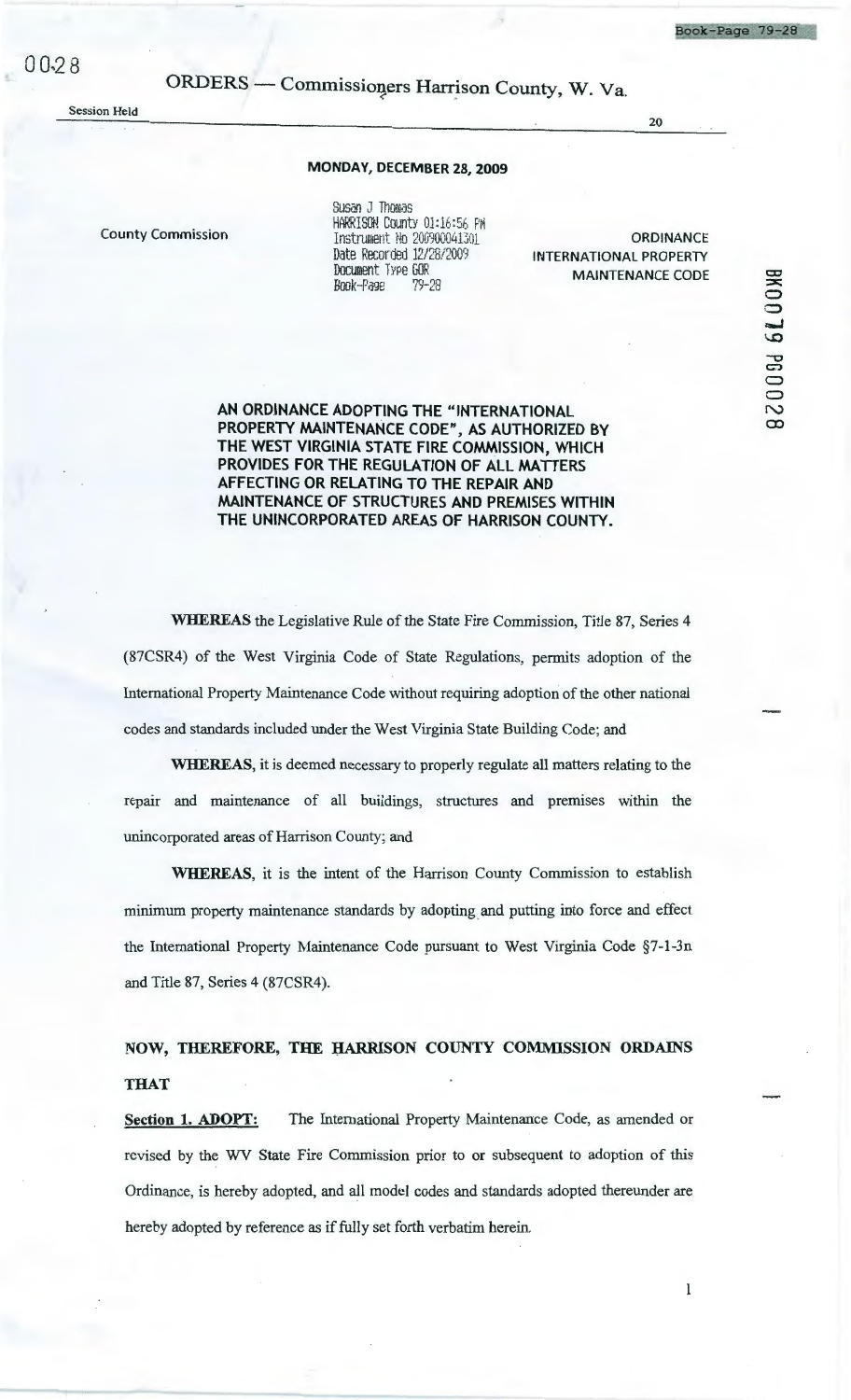ORDERS — Commissioners Harrison County, W. Va.

Session Held 20

**MONDAY, DECEMBER 28, 2009**

County Commission

Susan J Thomas
HARRISON County 01:16:56 PM
Instrument No 200900041301
Date Recorded 12/28/2009
Document Type GOR
Book-Page 79-28

ORDINANCE
INTERNATIONAL PROPERTY
MAINTENANCE CODE

**AN ORDINANCE ADOPTING THE "INTERNATIONAL PROPERTY MAINTENANCE CODE", AS AUTHORIZED BY THE WEST VIRGINIA STATE FIRE COMMISSION, WHICH PROVIDES FOR THE REGULATION OF ALL MATTERS AFFECTING OR RELATING TO THE REPAIR AND MAINTENANCE OF STRUCTURES AND PREMISES WITHIN THE UNINCORPORATED AREAS OF HARRISON COUNTY.**

**WHEREAS** the Legislative Rule of the State Fire Commission, Title 87, Series 4 (87CSR4) of the West Virginia Code of State Regulations, permits adoption of the International Property Maintenance Code without requiring adoption of the other national codes and standards included under the West Virginia State Building Code; and

**WHEREAS**, it is deemed necessary to properly regulate all matters relating to the repair and maintenance of all buildings, structures and premises within the unincorporated areas of Harrison County; and

**WHEREAS**, it is the intent of the Harrison County Commission to establish minimum property maintenance standards by adopting and putting into force and effect the International Property Maintenance Code pursuant to West Virginia Code §7-1-3n and Title 87, Series 4 (87CSR4).

**NOW, THEREFORE, THE HARRISON COUNTY COMMISSION ORDAINS THAT**

**Section 1. ADOPT:** The International Property Maintenance Code, as amended or revised by the WV State Fire Commission prior to or subsequent to adoption of this Ordinance, is hereby adopted, and all model codes and standards adopted thereunder are hereby adopted by reference as if fully set forth verbatim herein.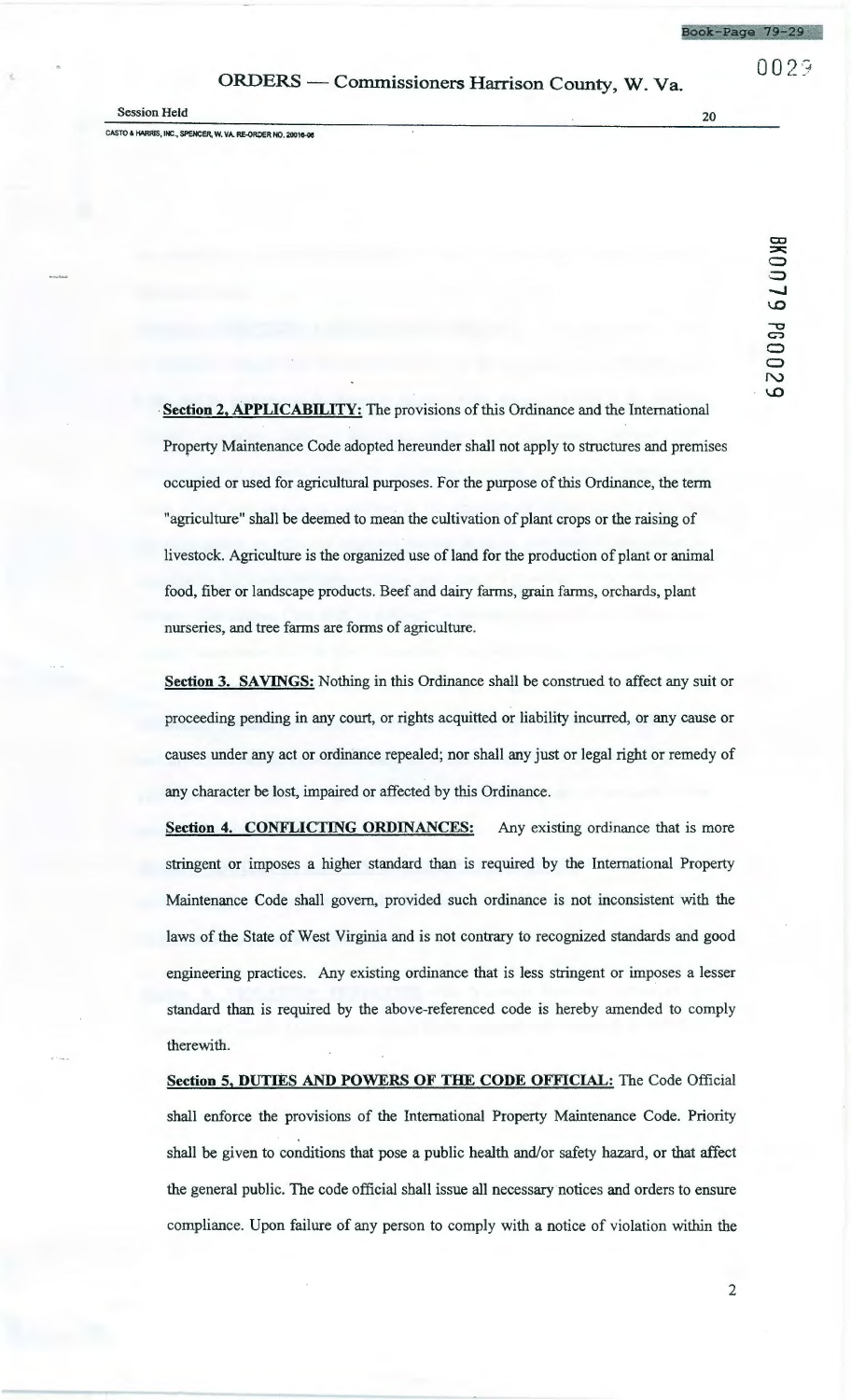**Section 2, APPLICABILITY:** The provisions of this Ordinance and the International Property Maintenance Code adopted hereunder shall not apply to structures and premises occupied or used for agricultural purposes. For the purpose of this Ordinance, the term "agriculture" shall be deemed to mean the cultivation of plant crops or the raising of livestock. Agriculture is the organized use of land for the production of plant or animal food, fiber or landscape products. Beef and dairy farms, grain farms, orchards, plant nurseries, and tree farms are forms of agriculture.

**Section 3. SAVINGS:** Nothing in this Ordinance shall be construed to affect any suit or proceeding pending in any court, or rights acquitted or liability incurred, or any cause or causes under any act or ordinance repealed; nor shall any just or legal right or remedy of any character be lost, impaired or affected by this Ordinance.

**Section 4. CONFLICTING ORDINANCES:** Any existing ordinance that is more stringent or imposes a higher standard than is required by the International Property Maintenance Code shall govern, provided such ordinance is not inconsistent with the laws of the State of West Virginia and is not contrary to recognized standards and good engineering practices. Any existing ordinance that is less stringent or imposes a lesser standard than is required by the above-referenced code is hereby amended to comply therewith.

**Section 5, DUTIES AND POWERS OF THE CODE OFFICIAL:** The Code Official shall enforce the provisions of the International Property Maintenance Code. Priority shall be given to conditions that pose a public health and/or safety hazard, or that affect the general public. The code official shall issue all necessary notices and orders to ensure compliance. Upon failure of any person to comply with a notice of violation within the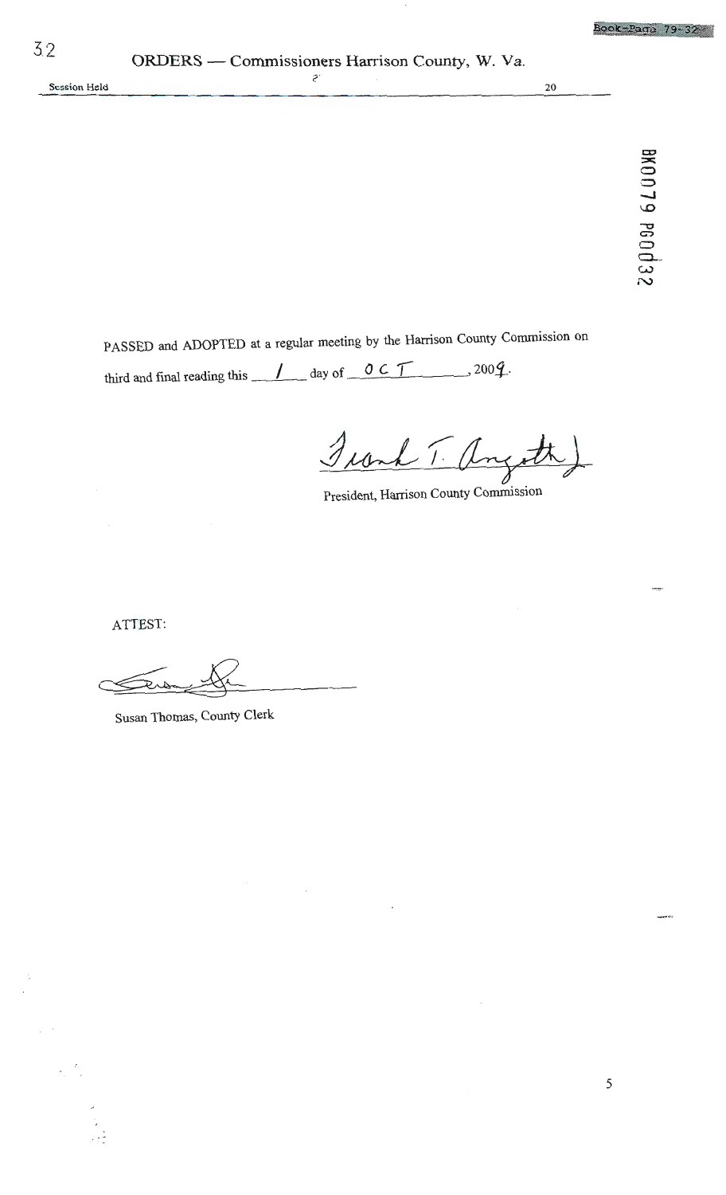PASSED and ADOPTED at a regular meeting by the Harrison County Commission on third and final reading this 1 day of OCT, 2009.

Frank T. Angotti

President, Harrison County Commission

ATTEST:

Susan Thomas, County Clerk